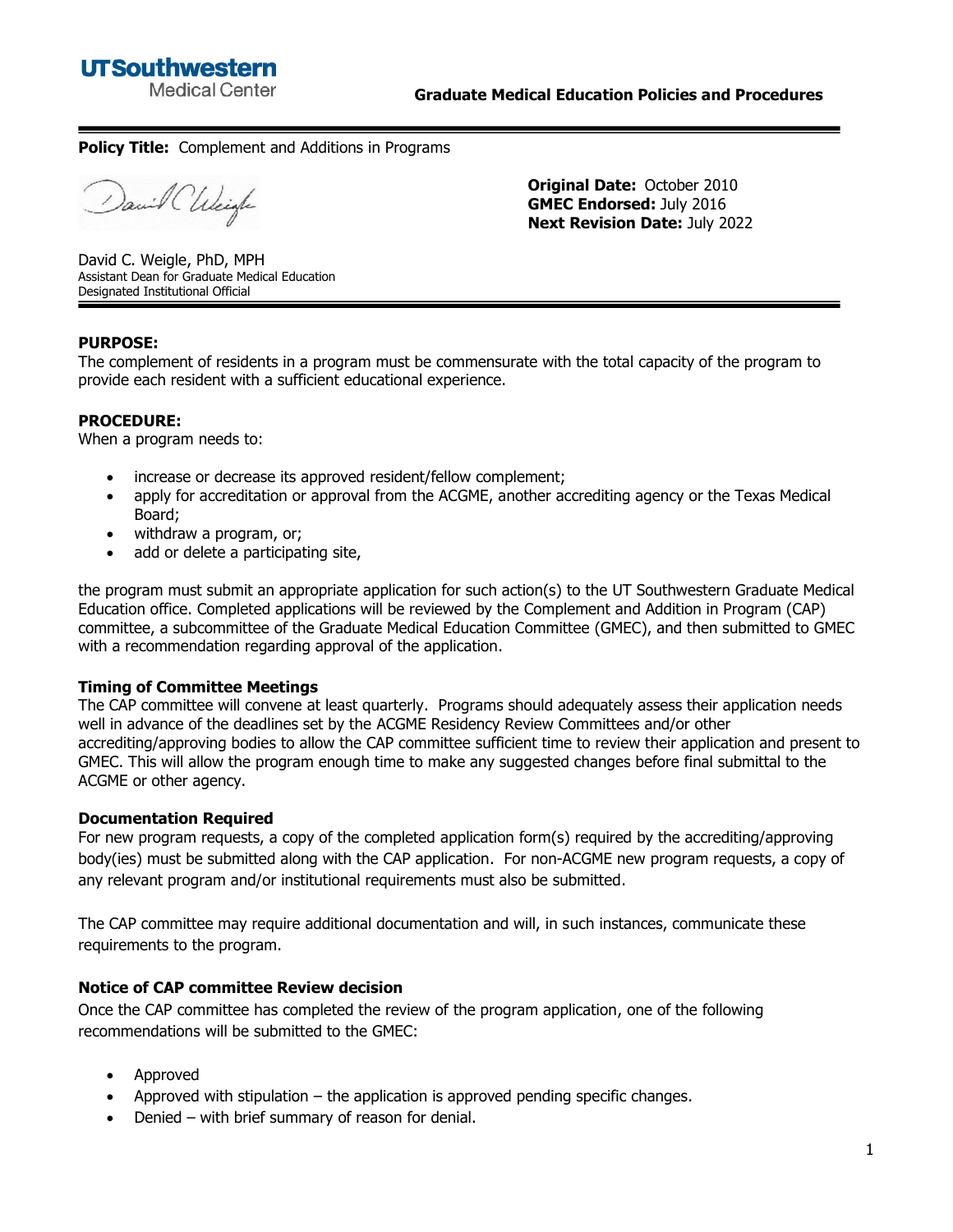UTSouthwestern Medical Center

**Graduate Medical Education Policies and Procedures**

---

**Policy Title:** Complement and Additions in Programs

David C. Weigle, PhD, MPH
Assistant Dean for Graduate Medical Education
Designated Institutional Official

**Original Date:** October 2010
**GMEC Endorsed:** July 2016
**Next Revision Date:** July 2022

---

**PURPOSE:**
The complement of residents in a program must be commensurate with the total capacity of the program to provide each resident with a sufficient educational experience.

**PROCEDURE:**
When a program needs to:

- increase or decrease its approved resident/fellow complement;
- apply for accreditation or approval from the ACGME, another accrediting agency or the Texas Medical Board;
- withdraw a program, or;
- add or delete a participating site,

the program must submit an appropriate application for such action(s) to the UT Southwestern Graduate Medical Education office. Completed applications will be reviewed by the Complement and Addition in Program (CAP) committee, a subcommittee of the Graduate Medical Education Committee (GMEC), and then submitted to GMEC with a recommendation regarding approval of the application.

**Timing of Committee Meetings**
The CAP committee will convene at least quarterly. Programs should adequately assess their application needs well in advance of the deadlines set by the ACGME Residency Review Committees and/or other accrediting/approving bodies to allow the CAP committee sufficient time to review their application and present to GMEC. This will allow the program enough time to make any suggested changes before final submittal to the ACGME or other agency.

**Documentation Required**
For new program requests, a copy of the completed application form(s) required by the accrediting/approving body(ies) must be submitted along with the CAP application. For non-ACGME new program requests, a copy of any relevant program and/or institutional requirements must also be submitted.

The CAP committee may require additional documentation and will, in such instances, communicate these requirements to the program.

**Notice of CAP committee Review decision**
Once the CAP committee has completed the review of the program application, one of the following recommendations will be submitted to the GMEC:

- Approved
- Approved with stipulation – the application is approved pending specific changes.
- Denied – with brief summary of reason for denial.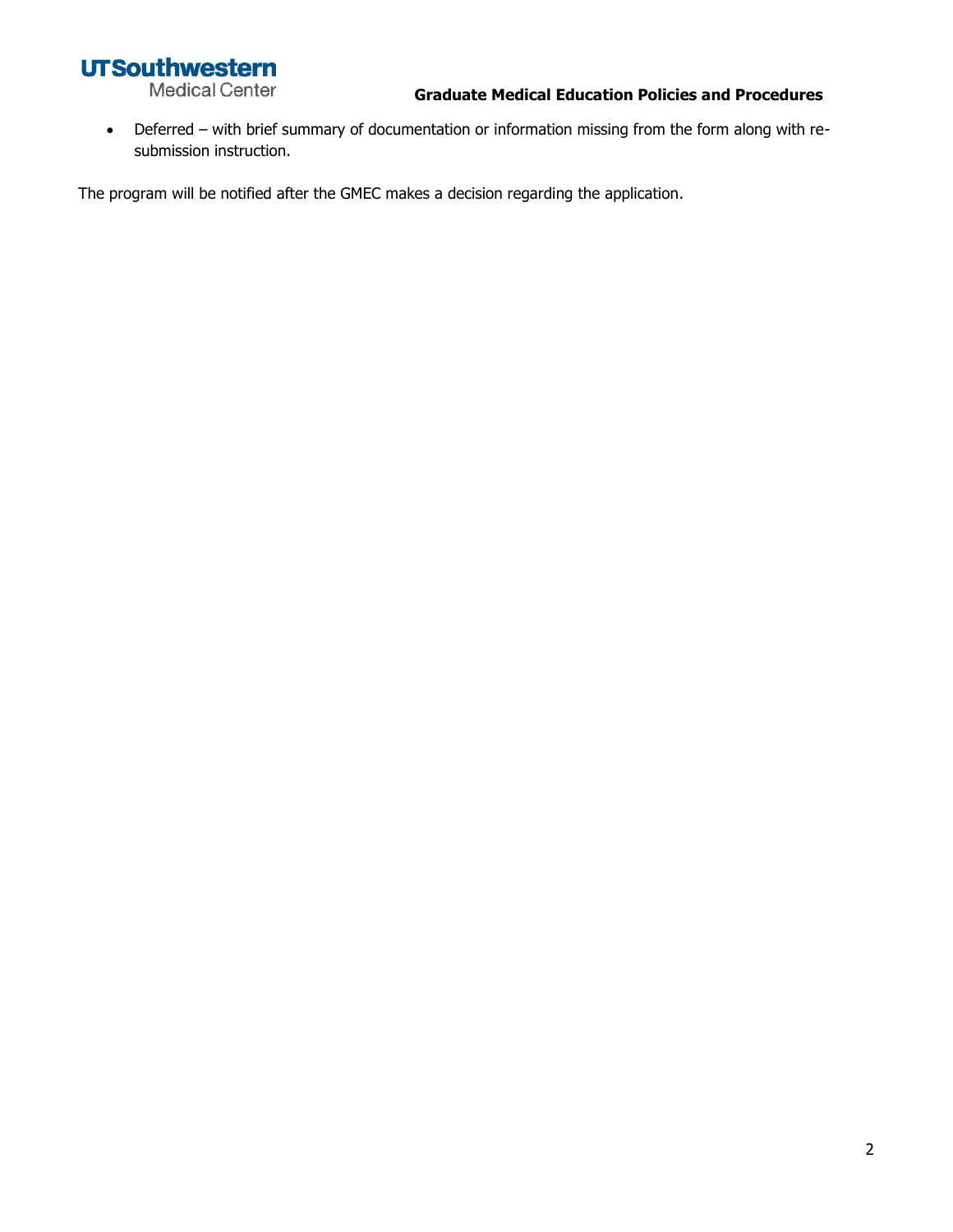- Deferred – with brief summary of documentation or information missing from the form along with re-submission instruction.

The program will be notified after the GMEC makes a decision regarding the application.